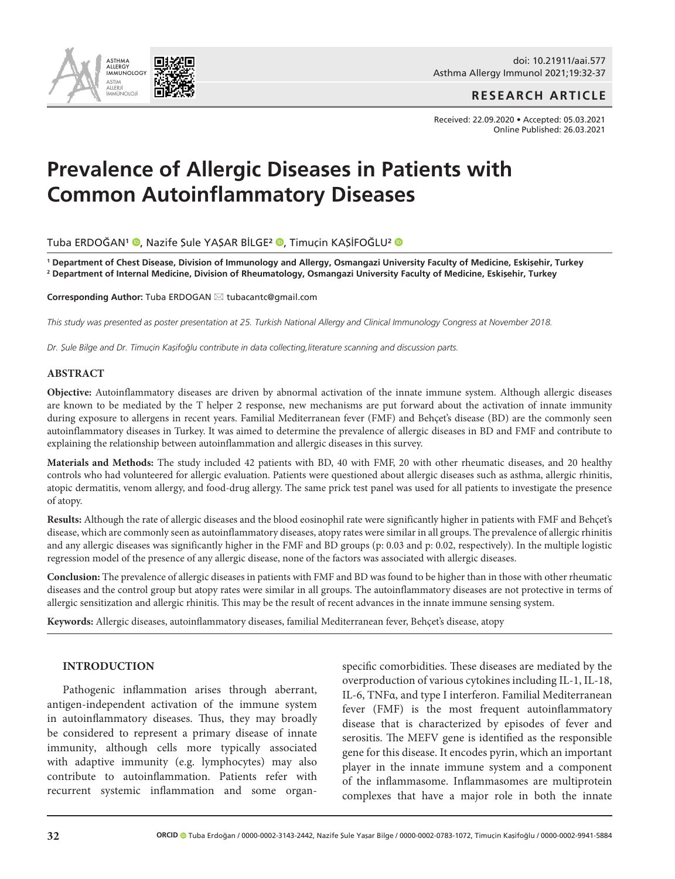**RESEARCH ARTICLE**

Received: 22.09.2020 • Accepted: 05.03.2021
Online Published: 26.03.2021

# Prevalence of Allergic Diseases in Patients with Common Autoinflammatory Diseases

Tuba ERDOĞAN[1], Nazife Şule YAŞAR BİLGE[2], Timuçin KAŞİFOĞLU[2]

[1] **Department of Chest Disease, Division of Immunology and Allergy, Osmangazi University Faculty of Medicine, Eskişehir, Turkey**
[2] **Department of Internal Medicine, Division of Rheumatology, Osmangazi University Faculty of Medicine, Eskişehir, Turkey**

**Corresponding Author:** Tuba ERDOGAN ✉ tubacantc@gmail.com

*This study was presented as poster presentation at 25. Turkish National Allergy and Clinical Immunology Congress at November 2018.*

*Dr. Şule Bilge and Dr. Timuçin Kaşifoğlu contribute in data collecting,literature scanning and discussion parts.*

## ABSTRACT

**Objective:** Autoinflammatory diseases are driven by abnormal activation of the innate immune system. Although allergic diseases are known to be mediated by the T helper 2 response, new mechanisms are put forward about the activation of innate immunity during exposure to allergens in recent years. Familial Mediterranean fever (FMF) and Behçet's disease (BD) are the commonly seen autoinflammatory diseases in Turkey. It was aimed to determine the prevalence of allergic diseases in BD and FMF and contribute to explaining the relationship between autoinflammation and allergic diseases in this survey.

**Materials and Methods:** The study included 42 patients with BD, 40 with FMF, 20 with other rheumatic diseases, and 20 healthy controls who had volunteered for allergic evaluation. Patients were questioned about allergic diseases such as asthma, allergic rhinitis, atopic dermatitis, venom allergy, and food-drug allergy. The same prick test panel was used for all patients to investigate the presence of atopy.

**Results:** Although the rate of allergic diseases and the blood eosinophil rate were significantly higher in patients with FMF and Behçet's disease, which are commonly seen as autoinflammatory diseases, atopy rates were similar in all groups. The prevalence of allergic rhinitis and any allergic diseases was significantly higher in the FMF and BD groups (p: 0.03 and p: 0.02, respectively). In the multiple logistic regression model of the presence of any allergic disease, none of the factors was associated with allergic diseases.

**Conclusion:** The prevalence of allergic diseases in patients with FMF and BD was found to be higher than in those with other rheumatic diseases and the control group but atopy rates were similar in all groups. The autoinflammatory diseases are not protective in terms of allergic sensitization and allergic rhinitis. This may be the result of recent advances in the innate immune sensing system.

**Keywords:** Allergic diseases, autoinflammatory diseases, familial Mediterranean fever, Behçet's disease, atopy

## INTRODUCTION

Pathogenic inflammation arises through aberrant, antigen-independent activation of the immune system in autoinflammatory diseases. Thus, they may broadly be considered to represent a primary disease of innate immunity, although cells more typically associated with adaptive immunity (e.g. lymphocytes) may also contribute to autoinflammation. Patients refer with recurrent systemic inflammation and some organ-specific comorbidities. These diseases are mediated by the overproduction of various cytokines including IL-1, IL-18, IL-6, TNFα, and type I interferon. Familial Mediterranean fever (FMF) is the most frequent autoinflammatory disease that is characterized by episodes of fever and serositis. The MEFV gene is identified as the responsible gene for this disease. It encodes pyrin, which an important player in the innate immune system and a component of the inflammasome. Inflammasomes are multiprotein complexes that have a major role in both the innate

ORCID Tuba Erdoğan / 0000-0002-3143-2442, Nazife Şule Yaşar Bilge / 0000-0002-0783-1072, Timuçin Kaşifoğlu / 0000-0002-9941-5884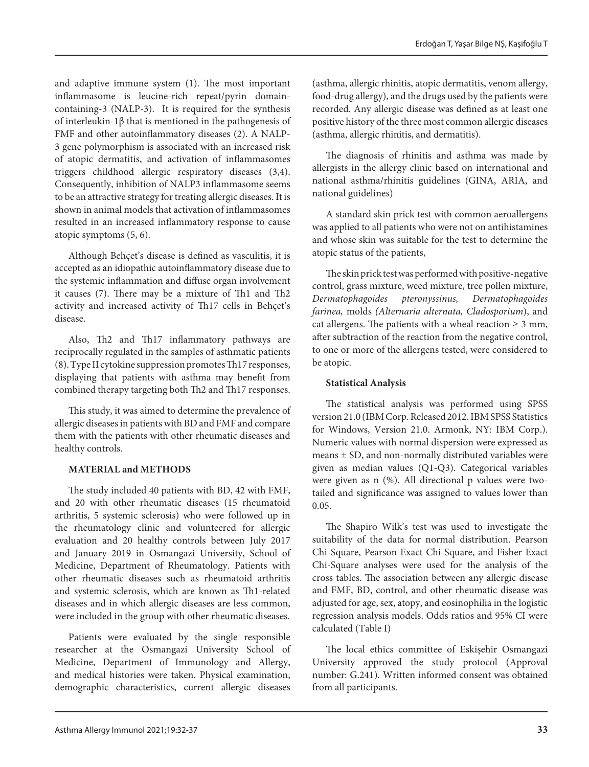and adaptive immune system (1). The most important inflammasome is leucine-rich repeat/pyrin domain-containing-3 (NALP-3). It is required for the synthesis of interleukin-1β that is mentioned in the pathogenesis of FMF and other autoinflammatory diseases (2). A NALP-3 gene polymorphism is associated with an increased risk of atopic dermatitis, and activation of inflammasomes triggers childhood allergic respiratory diseases (3,4). Consequently, inhibition of NALP3 inflammasome seems to be an attractive strategy for treating allergic diseases. It is shown in animal models that activation of inflammasomes resulted in an increased inflammatory response to cause atopic symptoms (5, 6).

Although Behçet's disease is defined as vasculitis, it is accepted as an idiopathic autoinflammatory disease due to the systemic inflammation and diffuse organ involvement it causes (7). There may be a mixture of Th1 and Th2 activity and increased activity of Th17 cells in Behçet's disease.

Also, Th2 and Th17 inflammatory pathways are reciprocally regulated in the samples of asthmatic patients (8). Type II cytokine suppression promotes Th17 responses, displaying that patients with asthma may benefit from combined therapy targeting both Th2 and Th17 responses.

This study, it was aimed to determine the prevalence of allergic diseases in patients with BD and FMF and compare them with the patients with other rheumatic diseases and healthy controls.

## MATERIAL and METHODS

The study included 40 patients with BD, 42 with FMF, and 20 with other rheumatic diseases (15 rheumatoid arthritis, 5 systemic sclerosis) who were followed up in the rheumatology clinic and volunteered for allergic evaluation and 20 healthy controls between July 2017 and January 2019 in Osmangazi University, School of Medicine, Department of Rheumatology. Patients with other rheumatic diseases such as rheumatoid arthritis and systemic sclerosis, which are known as Th1-related diseases and in which allergic diseases are less common, were included in the group with other rheumatic diseases.

Patients were evaluated by the single responsible researcher at the Osmangazi University School of Medicine, Department of Immunology and Allergy, and medical histories were taken. Physical examination, demographic characteristics, current allergic diseases (asthma, allergic rhinitis, atopic dermatitis, venom allergy, food-drug allergy), and the drugs used by the patients were recorded. Any allergic disease was defined as at least one positive history of the three most common allergic diseases (asthma, allergic rhinitis, and dermatitis).

The diagnosis of rhinitis and asthma was made by allergists in the allergy clinic based on international and national asthma/rhinitis guidelines (GINA, ARIA, and national guidelines)

A standard skin prick test with common aeroallergens was applied to all patients who were not on antihistamines and whose skin was suitable for the test to determine the atopic status of the patients,

The skin prick test was performed with positive-negative control, grass mixture, weed mixture, tree pollen mixture, *Dermatophagoides pteronyssinus, Dermatophagoides farinea,* molds *(Alternaria alternata, Cladosporium*), and cat allergens. The patients with a wheal reaction ≥ 3 mm, after subtraction of the reaction from the negative control, to one or more of the allergens tested, were considered to be atopic.

### Statistical Analysis

The statistical analysis was performed using SPSS version 21.0 (IBM Corp. Released 2012. IBM SPSS Statistics for Windows, Version 21.0. Armonk, NY: IBM Corp.). Numeric values with normal dispersion were expressed as means ± SD, and non-normally distributed variables were given as median values (Q1-Q3). Categorical variables were given as n (%). All directional p values were two-tailed and significance was assigned to values lower than 0.05.

The Shapiro Wilk's test was used to investigate the suitability of the data for normal distribution. Pearson Chi-Square, Pearson Exact Chi-Square, and Fisher Exact Chi-Square analyses were used for the analysis of the cross tables. The association between any allergic disease and FMF, BD, control, and other rheumatic disease was adjusted for age, sex, atopy, and eosinophilia in the logistic regression analysis models. Odds ratios and 95% CI were calculated (Table I)

The local ethics committee of Eskişehir Osmangazi University approved the study protocol (Approval number: G.241). Written informed consent was obtained from all participants.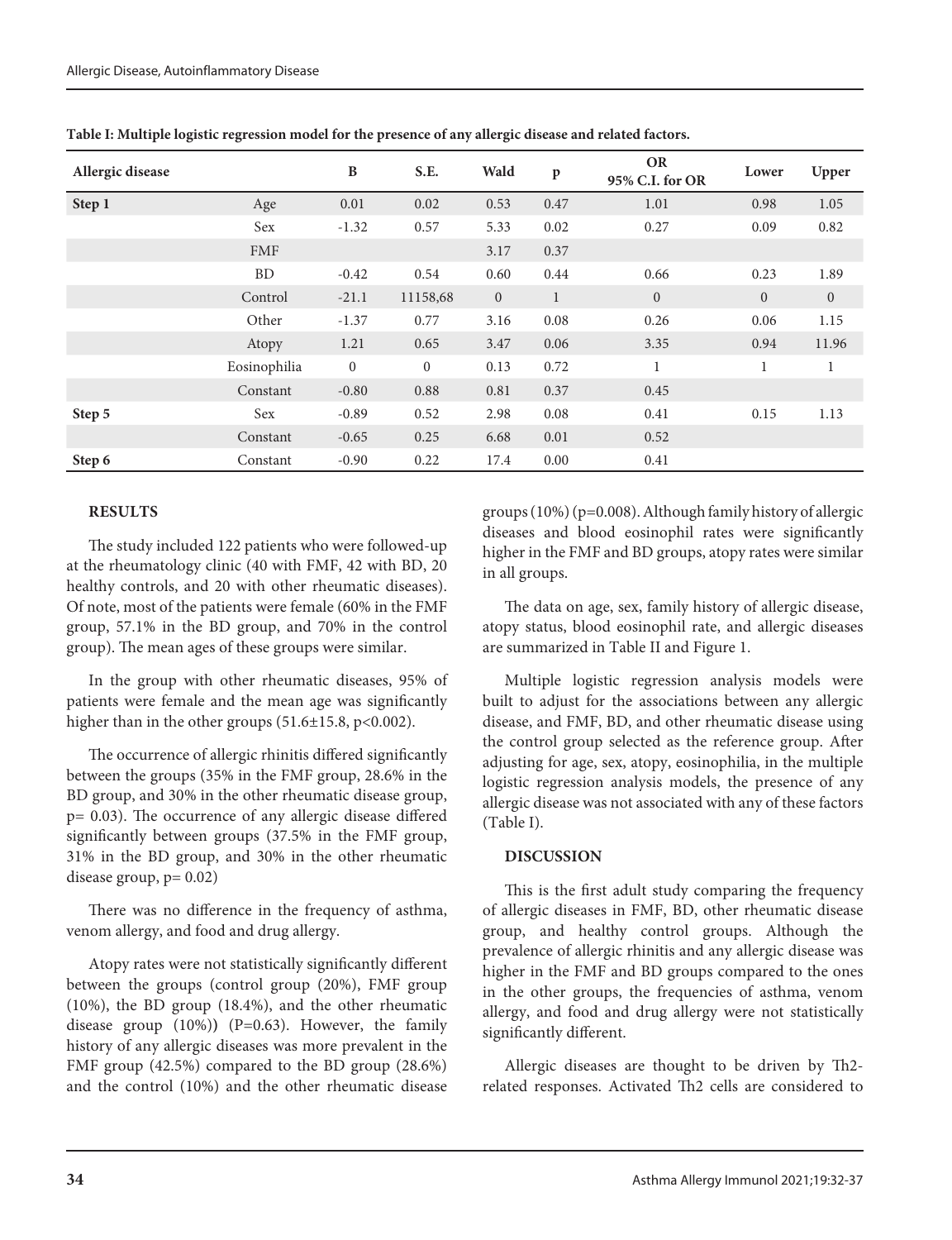**Table I: Multiple logistic regression model for the presence of any allergic disease and related factors.**

| Allergic disease | | B | S.E. | Wald | p | OR 95% C.I. for OR | Lower | Upper |
|---|---|---|---|---|---|---|---|---|
| **Step 1** | Age | 0.01 | 0.02 | 0.53 | 0.47 | 1.01 | 0.98 | 1.05 |
| | Sex | -1.32 | 0.57 | 5.33 | 0.02 | 0.27 | 0.09 | 0.82 |
| | FMF | | | 3.17 | 0.37 | | | |
| | BD | -0.42 | 0.54 | 0.60 | 0.44 | 0.66 | 0.23 | 1.89 |
| | Control | -21.1 | 11158,68 | 0 | 1 | 0 | 0 | 0 |
| | Other | -1.37 | 0.77 | 3.16 | 0.08 | 0.26 | 0.06 | 1.15 |
| | Atopy | 1.21 | 0.65 | 3.47 | 0.06 | 3.35 | 0.94 | 11.96 |
| | Eosinophilia | 0 | 0 | 0.13 | 0.72 | 1 | 1 | 1 |
| | Constant | -0.80 | 0.88 | 0.81 | 0.37 | 0.45 | | |
| **Step 5** | Sex | -0.89 | 0.52 | 2.98 | 0.08 | 0.41 | 0.15 | 1.13 |
| | Constant | -0.65 | 0.25 | 6.68 | 0.01 | 0.52 | | |
| **Step 6** | Constant | -0.90 | 0.22 | 17.4 | 0.00 | 0.41 | | |

## RESULTS

The study included 122 patients who were followed-up at the rheumatology clinic (40 with FMF, 42 with BD, 20 healthy controls, and 20 with other rheumatic diseases). Of note, most of the patients were female (60% in the FMF group, 57.1% in the BD group, and 70% in the control group). The mean ages of these groups were similar.

In the group with other rheumatic diseases, 95% of patients were female and the mean age was significantly higher than in the other groups (51.6±15.8, p<0.002).

The occurrence of allergic rhinitis differed significantly between the groups (35% in the FMF group, 28.6% in the BD group, and 30% in the other rheumatic disease group, p= 0.03). The occurrence of any allergic disease differed significantly between groups (37.5% in the FMF group, 31% in the BD group, and 30% in the other rheumatic disease group, p= 0.02)

There was no difference in the frequency of asthma, venom allergy, and food and drug allergy.

Atopy rates were not statistically significantly different between the groups (control group (20%), FMF group (10%), the BD group (18.4%), and the other rheumatic disease group (10%)) (P=0.63). However, the family history of any allergic diseases was more prevalent in the FMF group (42.5%) compared to the BD group (28.6%) and the control (10%) and the other rheumatic disease groups (10%) (p=0.008). Although family history of allergic diseases and blood eosinophil rates were significantly higher in the FMF and BD groups, atopy rates were similar in all groups.

The data on age, sex, family history of allergic disease, atopy status, blood eosinophil rate, and allergic diseases are summarized in Table II and Figure 1.

Multiple logistic regression analysis models were built to adjust for the associations between any allergic disease, and FMF, BD, and other rheumatic disease using the control group selected as the reference group. After adjusting for age, sex, atopy, eosinophilia, in the multiple logistic regression analysis models, the presence of any allergic disease was not associated with any of these factors (Table I).

## DISCUSSION

This is the first adult study comparing the frequency of allergic diseases in FMF, BD, other rheumatic disease group, and healthy control groups. Although the prevalence of allergic rhinitis and any allergic disease was higher in the FMF and BD groups compared to the ones in the other groups, the frequencies of asthma, venom allergy, and food and drug allergy were not statistically significantly different.

Allergic diseases are thought to be driven by Th2-related responses. Activated Th2 cells are considered to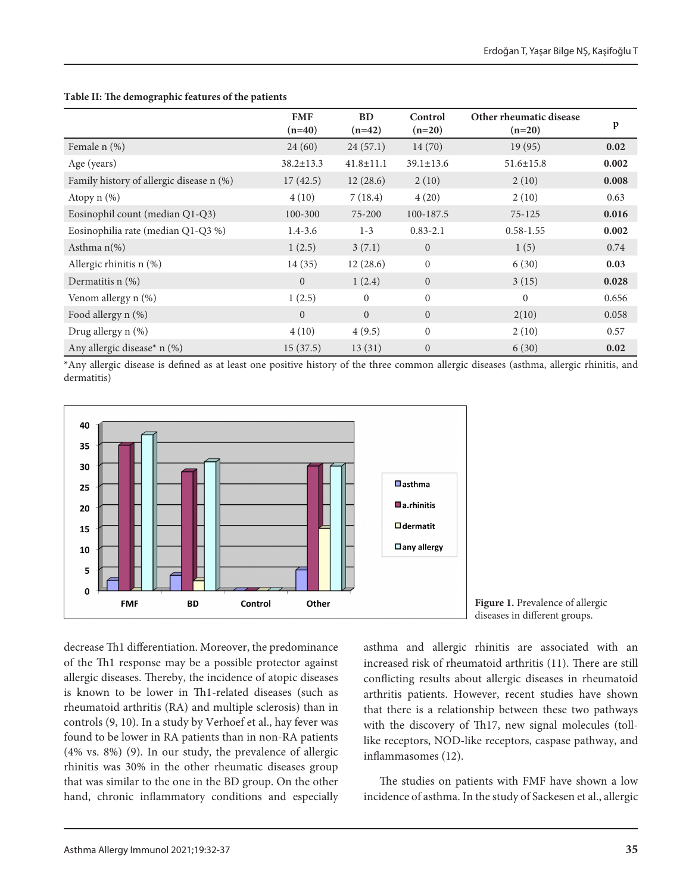**Table II: The demographic features of the patients**

| | FMF (n=40) | BD (n=42) | Control (n=20) | Other rheumatic disease (n=20) | p |
|---|---|---|---|---|---|
| Female n (%) | 24 (60) | 24 (57.1) | 14 (70) | 19 (95) | **0.02** |
| Age (years) | 38.2±13.3 | 41.8±11.1 | 39.1±13.6 | 51.6±15.8 | **0.002** |
| Family history of allergic disease n (%) | 17 (42.5) | 12 (28.6) | 2 (10) | 2 (10) | **0.008** |
| Atopy n (%) | 4 (10) | 7 (18.4) | 4 (20) | 2 (10) | 0.63 |
| Eosinophil count (median Q1-Q3) | 100-300 | 75-200 | 100-187.5 | 75-125 | **0.016** |
| Eosinophilia rate (median Q1-Q3 %) | 1.4-3.6 | 1-3 | 0.83-2.1 | 0.58-1.55 | **0.002** |
| Asthma n(%) | 1 (2.5) | 3 (7.1) | 0 | 1 (5) | 0.74 |
| Allergic rhinitis n (%) | 14 (35) | 12 (28.6) | 0 | 6 (30) | **0.03** |
| Dermatitis n (%) | 0 | 1 (2.4) | 0 | 3 (15) | **0.028** |
| Venom allergy n (%) | 1 (2.5) | 0 | 0 | 0 | 0.656 |
| Food allergy n (%) | 0 | 0 | 0 | 2(10) | 0.058 |
| Drug allergy n (%) | 4 (10) | 4 (9.5) | 0 | 2 (10) | 0.57 |
| Any allergic disease* n (%) | 15 (37.5) | 13 (31) | 0 | 6 (30) | **0.02** |

*Any allergic disease is defined as at least one positive history of the three common allergic diseases (asthma, allergic rhinitis, and dermatitis)

**Figure 1.** Prevalence of allergic diseases in different groups.

decrease Th1 differentiation. Moreover, the predominance of the Th1 response may be a possible protector against allergic diseases. Thereby, the incidence of atopic diseases is known to be lower in Th1-related diseases (such as rheumatoid arthritis (RA) and multiple sclerosis) than in controls (9, 10). In a study by Verhoef et al., hay fever was found to be lower in RA patients than in non-RA patients (4% vs. 8%) (9). In our study, the prevalence of allergic rhinitis was 30% in the other rheumatic diseases group that was similar to the one in the BD group. On the other hand, chronic inflammatory conditions and especially asthma and allergic rhinitis are associated with an increased risk of rheumatoid arthritis (11). There are still conflicting results about allergic diseases in rheumatoid arthritis patients. However, recent studies have shown that there is a relationship between these two pathways with the discovery of Th17, new signal molecules (toll-like receptors, NOD-like receptors, caspase pathway, and inflammasomes (12).

The studies on patients with FMF have shown a low incidence of asthma. In the study of Sackesen et al., allergic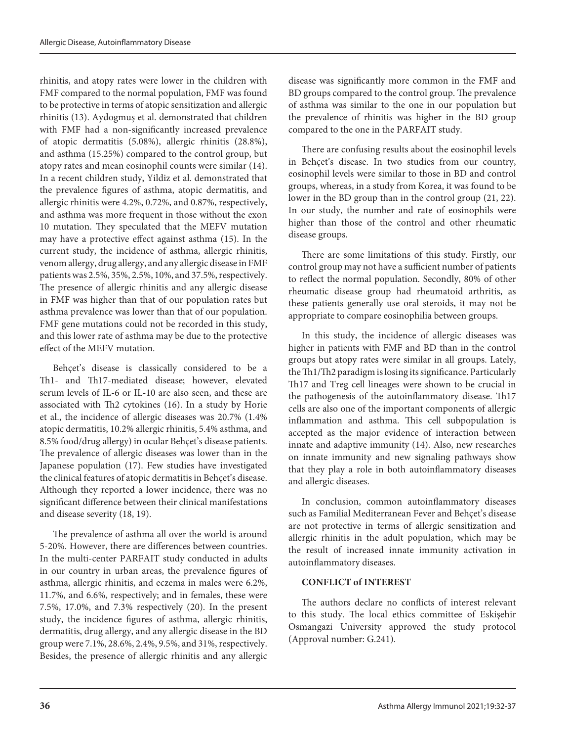rhinitis, and atopy rates were lower in the children with FMF compared to the normal population, FMF was found to be protective in terms of atopic sensitization and allergic rhinitis (13). Aydogmuş et al. demonstrated that children with FMF had a non-significantly increased prevalence of atopic dermatitis (5.08%), allergic rhinitis (28.8%), and asthma (15.25%) compared to the control group, but atopy rates and mean eosinophil counts were similar (14). In a recent children study, Yildiz et al. demonstrated that the prevalence figures of asthma, atopic dermatitis, and allergic rhinitis were 4.2%, 0.72%, and 0.87%, respectively, and asthma was more frequent in those without the exon 10 mutation. They speculated that the MEFV mutation may have a protective effect against asthma (15). In the current study, the incidence of asthma, allergic rhinitis, venom allergy, drug allergy, and any allergic disease in FMF patients was 2.5%, 35%, 2.5%, 10%, and 37.5%, respectively. The presence of allergic rhinitis and any allergic disease in FMF was higher than that of our population rates but asthma prevalence was lower than that of our population. FMF gene mutations could not be recorded in this study, and this lower rate of asthma may be due to the protective effect of the MEFV mutation.

Behçet's disease is classically considered to be a Th1- and Th17-mediated disease; however, elevated serum levels of IL-6 or IL-10 are also seen, and these are associated with Th2 cytokines (16). In a study by Horie et al., the incidence of allergic diseases was 20.7% (1.4% atopic dermatitis, 10.2% allergic rhinitis, 5.4% asthma, and 8.5% food/drug allergy) in ocular Behçet's disease patients. The prevalence of allergic diseases was lower than in the Japanese population (17). Few studies have investigated the clinical features of atopic dermatitis in Behçet's disease. Although they reported a lower incidence, there was no significant difference between their clinical manifestations and disease severity (18, 19).

The prevalence of asthma all over the world is around 5-20%. However, there are differences between countries. In the multi-center PARFAIT study conducted in adults in our country in urban areas, the prevalence figures of asthma, allergic rhinitis, and eczema in males were 6.2%, 11.7%, and 6.6%, respectively; and in females, these were 7.5%, 17.0%, and 7.3% respectively (20). In the present study, the incidence figures of asthma, allergic rhinitis, dermatitis, drug allergy, and any allergic disease in the BD group were 7.1%, 28.6%, 2.4%, 9.5%, and 31%, respectively. Besides, the presence of allergic rhinitis and any allergic disease was significantly more common in the FMF and BD groups compared to the control group. The prevalence of asthma was similar to the one in our population but the prevalence of rhinitis was higher in the BD group compared to the one in the PARFAIT study.

There are confusing results about the eosinophil levels in Behçet's disease. In two studies from our country, eosinophil levels were similar to those in BD and control groups, whereas, in a study from Korea, it was found to be lower in the BD group than in the control group (21, 22). In our study, the number and rate of eosinophils were higher than those of the control and other rheumatic disease groups.

There are some limitations of this study. Firstly, our control group may not have a sufficient number of patients to reflect the normal population. Secondly, 80% of other rheumatic disease group had rheumatoid arthritis, as these patients generally use oral steroids, it may not be appropriate to compare eosinophilia between groups.

In this study, the incidence of allergic diseases was higher in patients with FMF and BD than in the control groups but atopy rates were similar in all groups. Lately, the Th1/Th2 paradigm is losing its significance. Particularly Th17 and Treg cell lineages were shown to be crucial in the pathogenesis of the autoinflammatory disease. Th17 cells are also one of the important components of allergic inflammation and asthma. This cell subpopulation is accepted as the major evidence of interaction between innate and adaptive immunity (14). Also, new researches on innate immunity and new signaling pathways show that they play a role in both autoinflammatory diseases and allergic diseases.

In conclusion, common autoinflammatory diseases such as Familial Mediterranean Fever and Behçet's disease are not protective in terms of allergic sensitization and allergic rhinitis in the adult population, which may be the result of increased innate immunity activation in autoinflammatory diseases.

**CONFLICT of INTEREST**

The authors declare no conflicts of interest relevant to this study. The local ethics committee of Eskişehir Osmangazi University approved the study protocol (Approval number: G.241).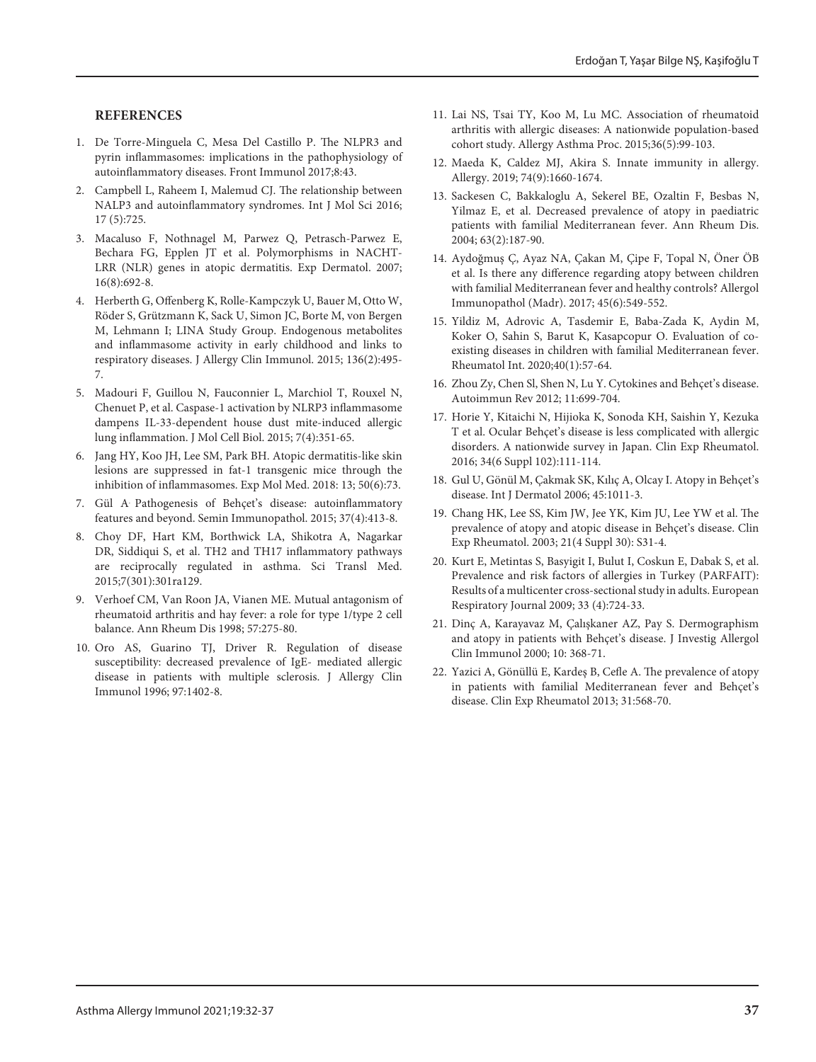## REFERENCES

1. De Torre-Minguela C, Mesa Del Castillo P. The NLPR3 and pyrin inflammasomes: implications in the pathophysiology of autoinflammatory diseases. Front Immunol 2017;8:43.
2. Campbell L, Raheem I, Malemud CJ. The relationship between NALP3 and autoinflammatory syndromes. Int J Mol Sci 2016; 17 (5):725.
3. Macaluso F, Nothnagel M, Parwez Q, Petrasch-Parwez E, Bechara FG, Epplen JT et al. Polymorphisms in NACHT-LRR (NLR) genes in atopic dermatitis. Exp Dermatol. 2007; 16(8):692-8.
4. Herberth G, Offenberg K, Rolle-Kampczyk U, Bauer M, Otto W, Röder S, Grützmann K, Sack U, Simon JC, Borte M, von Bergen M, Lehmann I; LINA Study Group. Endogenous metabolites and inflammasome activity in early childhood and links to respiratory diseases. J Allergy Clin Immunol. 2015; 136(2):495-7.
5. Madouri F, Guillou N, Fauconnier L, Marchiol T, Rouxel N, Chenuet P, et al. Caspase-1 activation by NLRP3 inflammasome dampens IL-33-dependent house dust mite-induced allergic lung inflammation. J Mol Cell Biol. 2015; 7(4):351-65.
6. Jang HY, Koo JH, Lee SM, Park BH. Atopic dermatitis-like skin lesions are suppressed in fat-1 transgenic mice through the inhibition of inflammasomes. Exp Mol Med. 2018: 13; 50(6):73.
7. Gül A. Pathogenesis of Behçet's disease: autoinflammatory features and beyond. Semin Immunopathol. 2015; 37(4):413-8.
8. Choy DF, Hart KM, Borthwick LA, Shikotra A, Nagarkar DR, Siddiqui S, et al. TH2 and TH17 inflammatory pathways are reciprocally regulated in asthma. Sci Transl Med. 2015;7(301):301ra129.
9. Verhoef CM, Van Roon JA, Vianen ME. Mutual antagonism of rheumatoid arthritis and hay fever: a role for type 1/type 2 cell balance. Ann Rheum Dis 1998; 57:275-80.
10. Oro AS, Guarino TJ, Driver R. Regulation of disease susceptibility: decreased prevalence of IgE- mediated allergic disease in patients with multiple sclerosis. J Allergy Clin Immunol 1996; 97:1402-8.
11. Lai NS, Tsai TY, Koo M, Lu MC. Association of rheumatoid arthritis with allergic diseases: A nationwide population-based cohort study. Allergy Asthma Proc. 2015;36(5):99-103.
12. Maeda K, Caldez MJ, Akira S. Innate immunity in allergy. Allergy. 2019; 74(9):1660-1674.
13. Sackesen C, Bakkaloglu A, Sekerel BE, Ozaltin F, Besbas N, Yilmaz E, et al. Decreased prevalence of atopy in paediatric patients with familial Mediterranean fever. Ann Rheum Dis. 2004; 63(2):187-90.
14. Aydoğmuş Ç, Ayaz NA, Çakan M, Çipe F, Topal N, Öner ÖB et al. Is there any difference regarding atopy between children with familial Mediterranean fever and healthy controls? Allergol Immunopathol (Madr). 2017; 45(6):549-552.
15. Yildiz M, Adrovic A, Tasdemir E, Baba-Zada K, Aydin M, Koker O, Sahin S, Barut K, Kasapcopur O. Evaluation of co-existing diseases in children with familial Mediterranean fever. Rheumatol Int. 2020;40(1):57-64.
16. Zhou Zy, Chen Sl, Shen N, Lu Y. Cytokines and Behçet's disease. Autoimmun Rev 2012; 11:699-704.
17. Horie Y, Kitaichi N, Hijioka K, Sonoda KH, Saishin Y, Kezuka T et al. Ocular Behçet's disease is less complicated with allergic disorders. A nationwide survey in Japan. Clin Exp Rheumatol. 2016; 34(6 Suppl 102):111-114.
18. Gul U, Gönül M, Çakmak SK, Kılıç A, Olcay I. Atopy in Behçet's disease. Int J Dermatol 2006; 45:1011-3.
19. Chang HK, Lee SS, Kim JW, Jee YK, Kim JU, Lee YW et al. The prevalence of atopy and atopic disease in Behçet's disease. Clin Exp Rheumatol. 2003; 21(4 Suppl 30): S31-4.
20. Kurt E, Metintas S, Basyigit I, Bulut I, Coskun E, Dabak S, et al. Prevalence and risk factors of allergies in Turkey (PARFAIT): Results of a multicenter cross-sectional study in adults. European Respiratory Journal 2009; 33 (4):724-33.
21. Dinç A, Karayavaz M, Çalışkaner AZ, Pay S. Dermographism and atopy in patients with Behçet's disease. J Investig Allergol Clin Immunol 2000; 10: 368-71.
22. Yazici A, Gönüllü E, Kardeş B, Cefle A. The prevalence of atopy in patients with familial Mediterranean fever and Behçet's disease. Clin Exp Rheumatol 2013; 31:568-70.